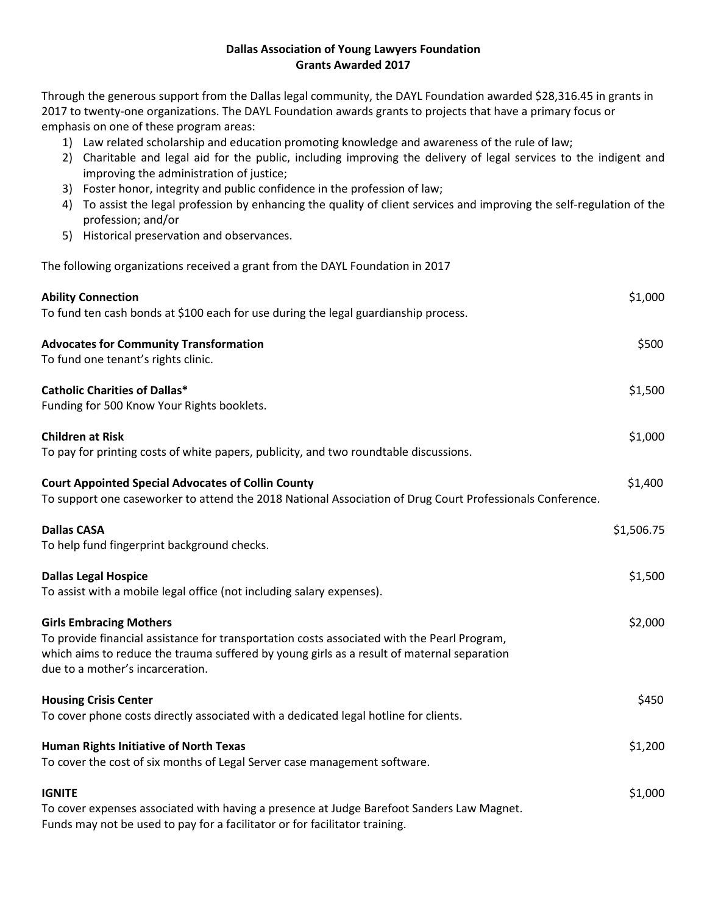# Dallas Association of Young Lawyers Foundation
## Grants Awarded 2017

Through the generous support from the Dallas legal community, the DAYL Foundation awarded $28,316.45 in grants in 2017 to twenty-one organizations. The DAYL Foundation awards grants to projects that have a primary focus or emphasis on one of these program areas:

1) Law related scholarship and education promoting knowledge and awareness of the rule of law;
2) Charitable and legal aid for the public, including improving the delivery of legal services to the indigent and improving the administration of justice;
3) Foster honor, integrity and public confidence in the profession of law;
4) To assist the legal profession by enhancing the quality of client services and improving the self-regulation of the profession; and/or
5) Historical preservation and observances.

The following organizations received a grant from the DAYL Foundation in 2017

**Ability Connection** — $1,000
To fund ten cash bonds at $100 each for use during the legal guardianship process.

**Advocates for Community Transformation** — $500
To fund one tenant's rights clinic.

**Catholic Charities of Dallas*** — $1,500
Funding for 500 Know Your Rights booklets.

**Children at Risk** — $1,000
To pay for printing costs of white papers, publicity, and two roundtable discussions.

**Court Appointed Special Advocates of Collin County** — $1,400
To support one caseworker to attend the 2018 National Association of Drug Court Professionals Conference.

**Dallas CASA** — $1,506.75
To help fund fingerprint background checks.

**Dallas Legal Hospice** — $1,500
To assist with a mobile legal office (not including salary expenses).

**Girls Embracing Mothers** — $2,000
To provide financial assistance for transportation costs associated with the Pearl Program, which aims to reduce the trauma suffered by young girls as a result of maternal separation due to a mother's incarceration.

**Housing Crisis Center** — $450
To cover phone costs directly associated with a dedicated legal hotline for clients.

**Human Rights Initiative of North Texas** — $1,200
To cover the cost of six months of Legal Server case management software.

**IGNITE** — $1,000
To cover expenses associated with having a presence at Judge Barefoot Sanders Law Magnet. Funds may not be used to pay for a facilitator or for facilitator training.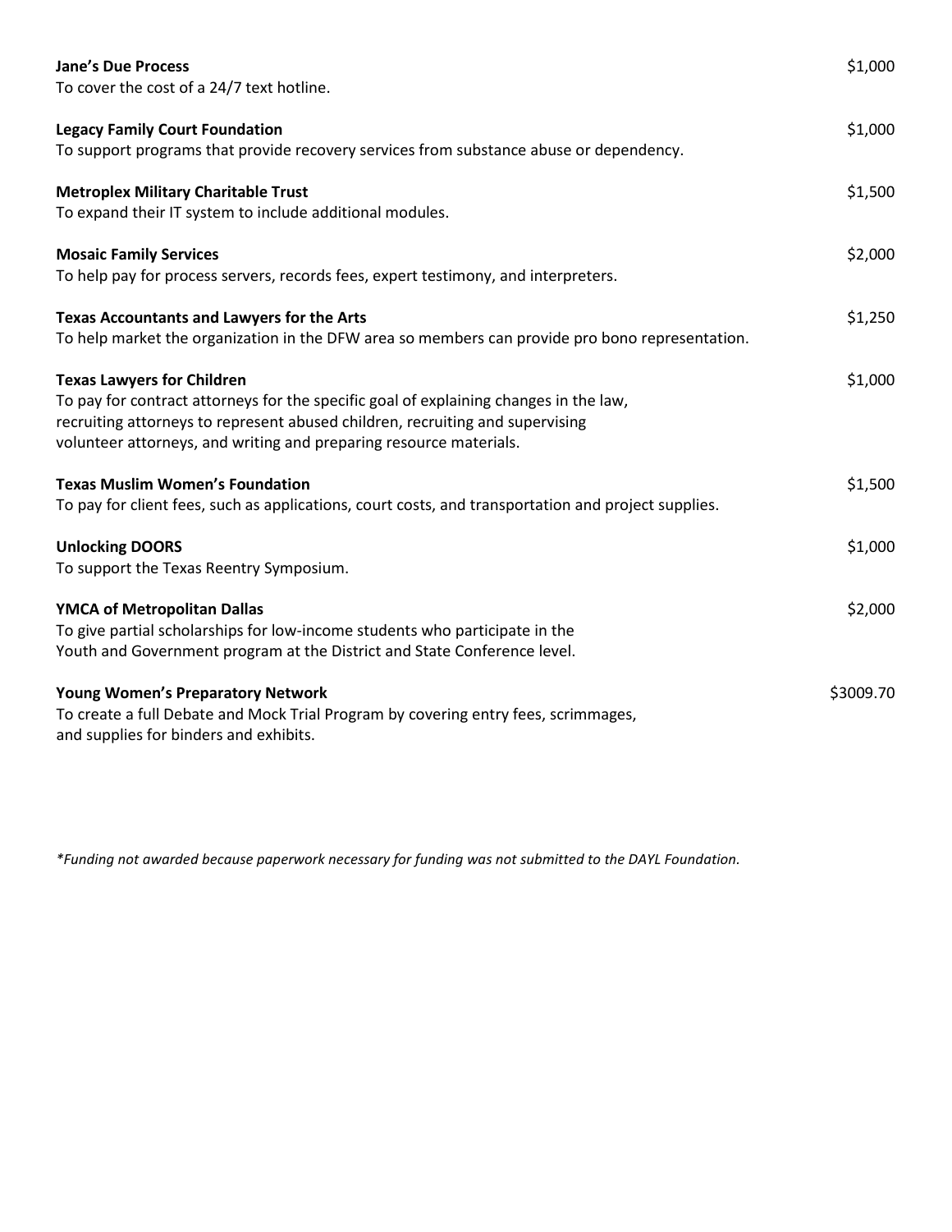**Jane's Due Process** $1,000
To cover the cost of a 24/7 text hotline.

**Legacy Family Court Foundation** $1,000
To support programs that provide recovery services from substance abuse or dependency.

**Metroplex Military Charitable Trust** $1,500
To expand their IT system to include additional modules.

**Mosaic Family Services** $2,000
To help pay for process servers, records fees, expert testimony, and interpreters.

**Texas Accountants and Lawyers for the Arts** $1,250
To help market the organization in the DFW area so members can provide pro bono representation.

**Texas Lawyers for Children** $1,000
To pay for contract attorneys for the specific goal of explaining changes in the law, recruiting attorneys to represent abused children, recruiting and supervising volunteer attorneys, and writing and preparing resource materials.

**Texas Muslim Women's Foundation** $1,500
To pay for client fees, such as applications, court costs, and transportation and project supplies.

**Unlocking DOORS** $1,000
To support the Texas Reentry Symposium.

**YMCA of Metropolitan Dallas** $2,000
To give partial scholarships for low-income students who participate in the Youth and Government program at the District and State Conference level.

**Young Women's Preparatory Network** $3009.70
To create a full Debate and Mock Trial Program by covering entry fees, scrimmages, and supplies for binders and exhibits.

*\*Funding not awarded because paperwork necessary for funding was not submitted to the DAYL Foundation.*